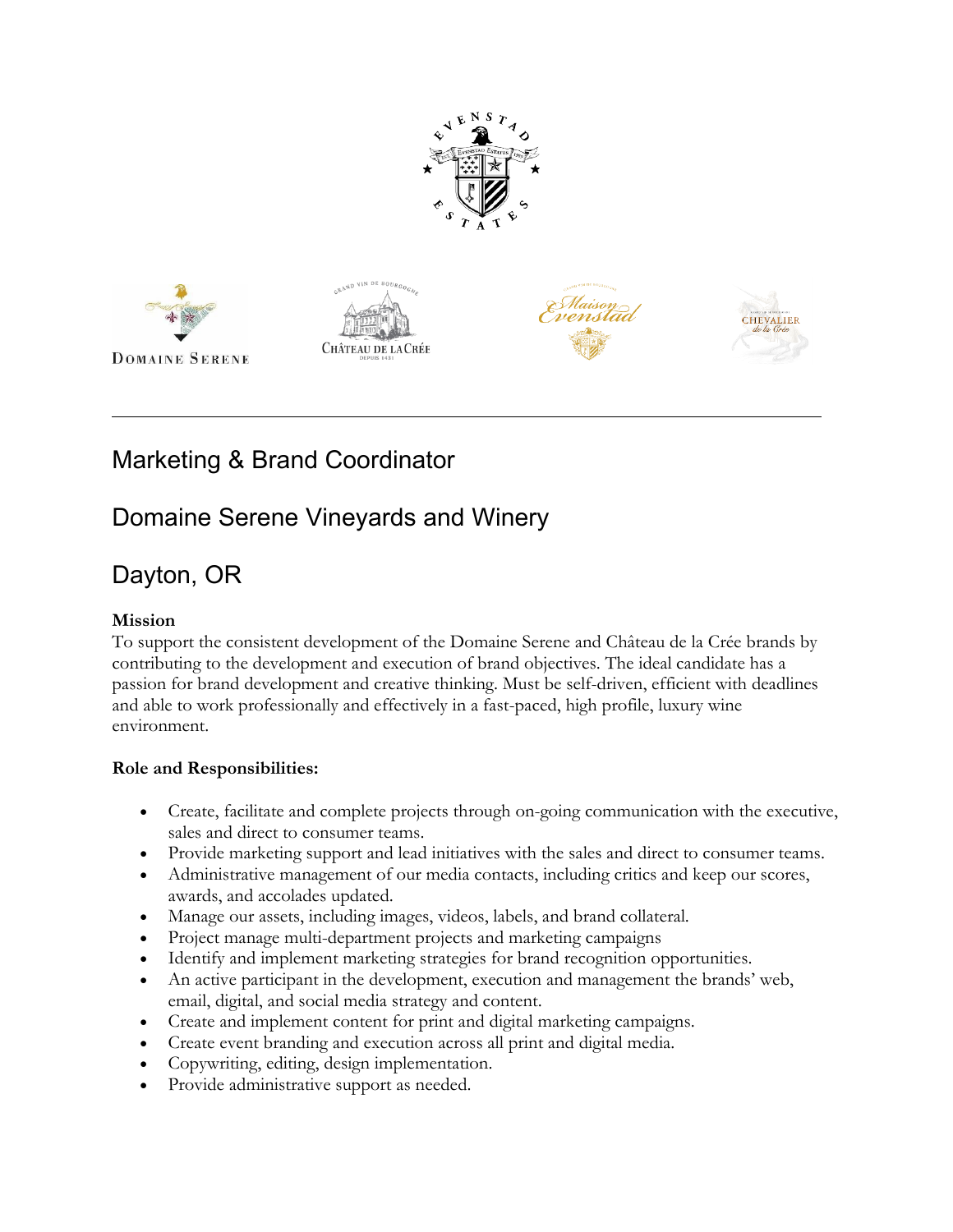# Marketing & Brand Coordinator

# Domaine Serene Vineyards and Winery

# Dayton, OR

**Mission**

To support the consistent development of the Domaine Serene and Château de la Crée brands by contributing to the development and execution of brand objectives. The ideal candidate has a passion for brand development and creative thinking. Must be self-driven, efficient with deadlines and able to work professionally and effectively in a fast-paced, high profile, luxury wine environment.

**Role and Responsibilities:**

- Create, facilitate and complete projects through on-going communication with the executive, sales and direct to consumer teams.
- Provide marketing support and lead initiatives with the sales and direct to consumer teams.
- Administrative management of our media contacts, including critics and keep our scores, awards, and accolades updated.
- Manage our assets, including images, videos, labels, and brand collateral.
- Project manage multi-department projects and marketing campaigns
- Identify and implement marketing strategies for brand recognition opportunities.
- An active participant in the development, execution and management the brands' web, email, digital, and social media strategy and content.
- Create and implement content for print and digital marketing campaigns.
- Create event branding and execution across all print and digital media.
- Copywriting, editing, design implementation.
- Provide administrative support as needed.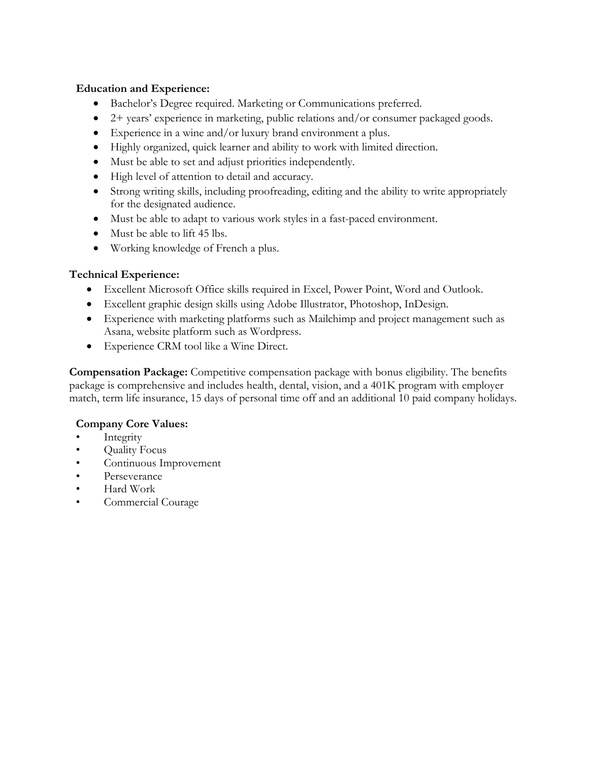**Education and Experience:**

- Bachelor's Degree required. Marketing or Communications preferred.
- 2+ years' experience in marketing, public relations and/or consumer packaged goods.
- Experience in a wine and/or luxury brand environment a plus.
- Highly organized, quick learner and ability to work with limited direction.
- Must be able to set and adjust priorities independently.
- High level of attention to detail and accuracy.
- Strong writing skills, including proofreading, editing and the ability to write appropriately for the designated audience.
- Must be able to adapt to various work styles in a fast-paced environment.
- Must be able to lift 45 lbs.
- Working knowledge of French a plus.

**Technical Experience:**

- Excellent Microsoft Office skills required in Excel, Power Point, Word and Outlook.
- Excellent graphic design skills using Adobe Illustrator, Photoshop, InDesign.
- Experience with marketing platforms such as Mailchimp and project management such as Asana, website platform such as Wordpress.
- Experience CRM tool like a Wine Direct.

**Compensation Package:** Competitive compensation package with bonus eligibility. The benefits package is comprehensive and includes health, dental, vision, and a 401K program with employer match, term life insurance, 15 days of personal time off and an additional 10 paid company holidays.

**Company Core Values:**

- Integrity
- Quality Focus
- Continuous Improvement
- Perseverance
- Hard Work
- Commercial Courage